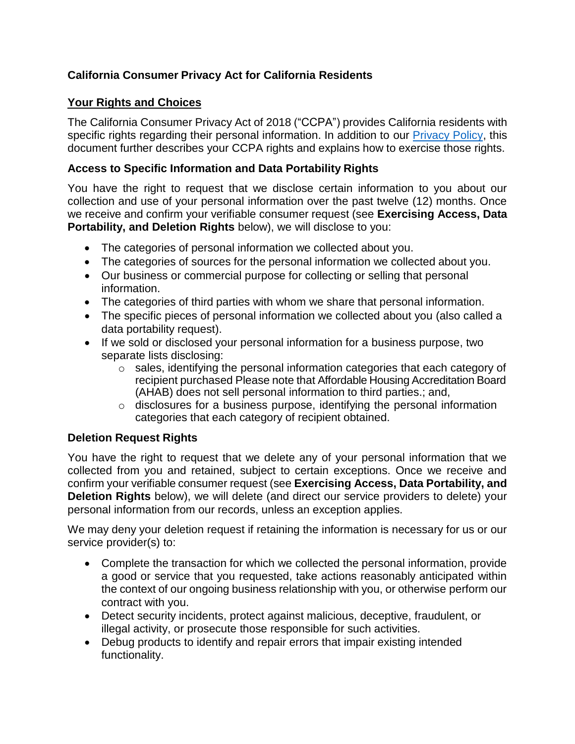## California Consumer Privacy Act for California Residents

### Your Rights and Choices

The California Consumer Privacy Act of 2018 ("CCPA") provides California residents with specific rights regarding their personal information. In addition to our [Privacy Policy](), this document further describes your CCPA rights and explains how to exercise those rights.

#### Access to Specific Information and Data Portability Rights

You have the right to request that we disclose certain information to you about our collection and use of your personal information over the past twelve (12) months. Once we receive and confirm your verifiable consumer request (see **Exercising Access, Data Portability, and Deletion Rights** below), we will disclose to you:

- The categories of personal information we collected about you.
- The categories of sources for the personal information we collected about you.
- Our business or commercial purpose for collecting or selling that personal information.
- The categories of third parties with whom we share that personal information.
- The specific pieces of personal information we collected about you (also called a data portability request).
- If we sold or disclosed your personal information for a business purpose, two separate lists disclosing:
  - sales, identifying the personal information categories that each category of recipient purchased Please note that Affordable Housing Accreditation Board (AHAB) does not sell personal information to third parties.; and,
  - disclosures for a business purpose, identifying the personal information categories that each category of recipient obtained.

#### Deletion Request Rights

You have the right to request that we delete any of your personal information that we collected from you and retained, subject to certain exceptions. Once we receive and confirm your verifiable consumer request (see **Exercising Access, Data Portability, and Deletion Rights** below), we will delete (and direct our service providers to delete) your personal information from our records, unless an exception applies.

We may deny your deletion request if retaining the information is necessary for us or our service provider(s) to:

- Complete the transaction for which we collected the personal information, provide a good or service that you requested, take actions reasonably anticipated within the context of our ongoing business relationship with you, or otherwise perform our contract with you.
- Detect security incidents, protect against malicious, deceptive, fraudulent, or illegal activity, or prosecute those responsible for such activities.
- Debug products to identify and repair errors that impair existing intended functionality.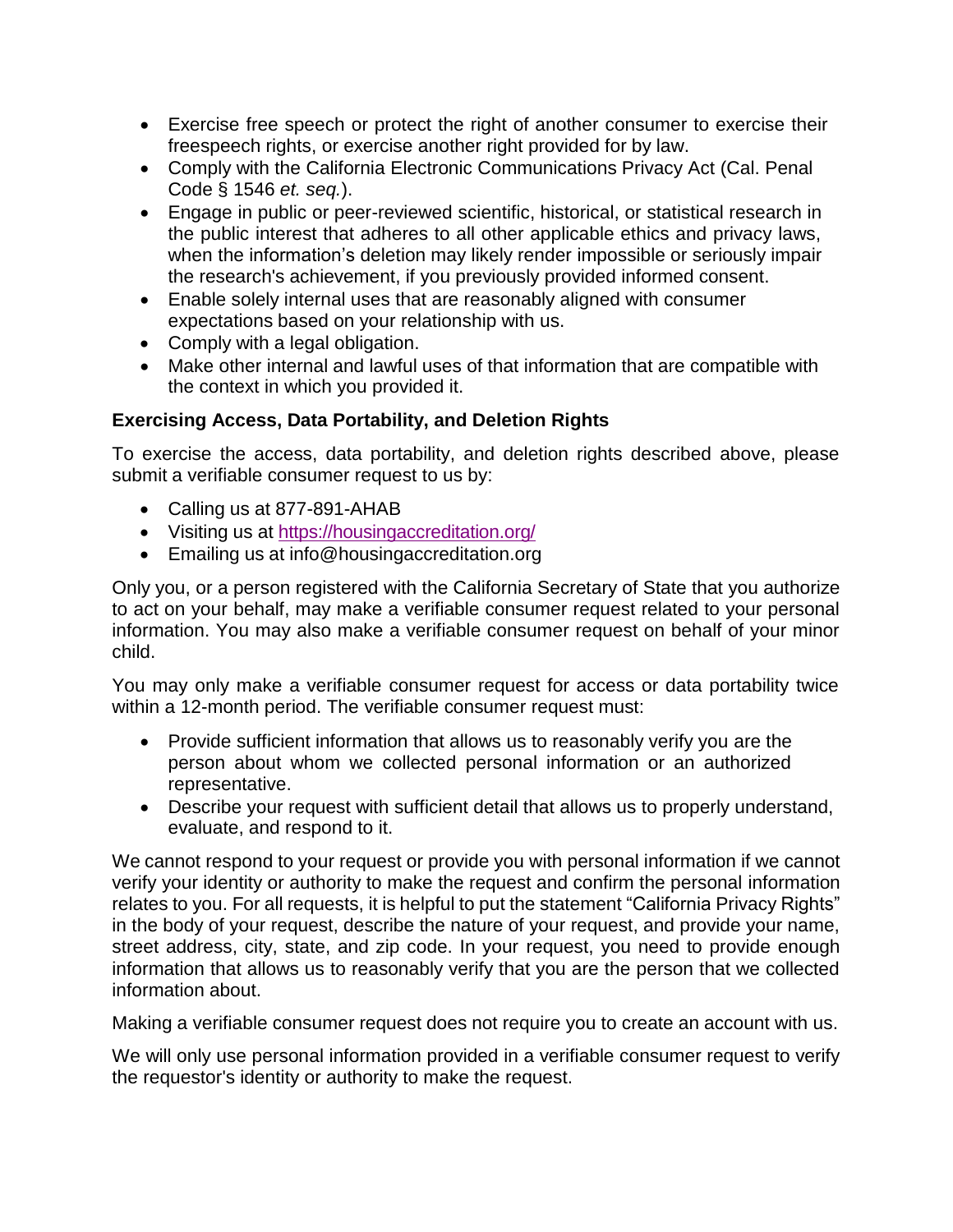- Exercise free speech or protect the right of another consumer to exercise their freespeech rights, or exercise another right provided for by law.
- Comply with the California Electronic Communications Privacy Act (Cal. Penal Code § 1546 *et. seq.*).
- Engage in public or peer-reviewed scientific, historical, or statistical research in the public interest that adheres to all other applicable ethics and privacy laws, when the information's deletion may likely render impossible or seriously impair the research's achievement, if you previously provided informed consent.
- Enable solely internal uses that are reasonably aligned with consumer expectations based on your relationship with us.
- Comply with a legal obligation.
- Make other internal and lawful uses of that information that are compatible with the context in which you provided it.

**Exercising Access, Data Portability, and Deletion Rights**

To exercise the access, data portability, and deletion rights described above, please submit a verifiable consumer request to us by:

- Calling us at 877-891-AHAB
- Visiting us at [https://housingaccreditation.org/](https://housingaccreditation.org/)
- Emailing us at info@housingaccreditation.org

Only you, or a person registered with the California Secretary of State that you authorize to act on your behalf, may make a verifiable consumer request related to your personal information. You may also make a verifiable consumer request on behalf of your minor child.

You may only make a verifiable consumer request for access or data portability twice within a 12-month period. The verifiable consumer request must:

- Provide sufficient information that allows us to reasonably verify you are the person about whom we collected personal information or an authorized representative.
- Describe your request with sufficient detail that allows us to properly understand, evaluate, and respond to it.

We cannot respond to your request or provide you with personal information if we cannot verify your identity or authority to make the request and confirm the personal information relates to you. For all requests, it is helpful to put the statement "California Privacy Rights" in the body of your request, describe the nature of your request, and provide your name, street address, city, state, and zip code. In your request, you need to provide enough information that allows us to reasonably verify that you are the person that we collected information about.

Making a verifiable consumer request does not require you to create an account with us.

We will only use personal information provided in a verifiable consumer request to verify the requestor's identity or authority to make the request.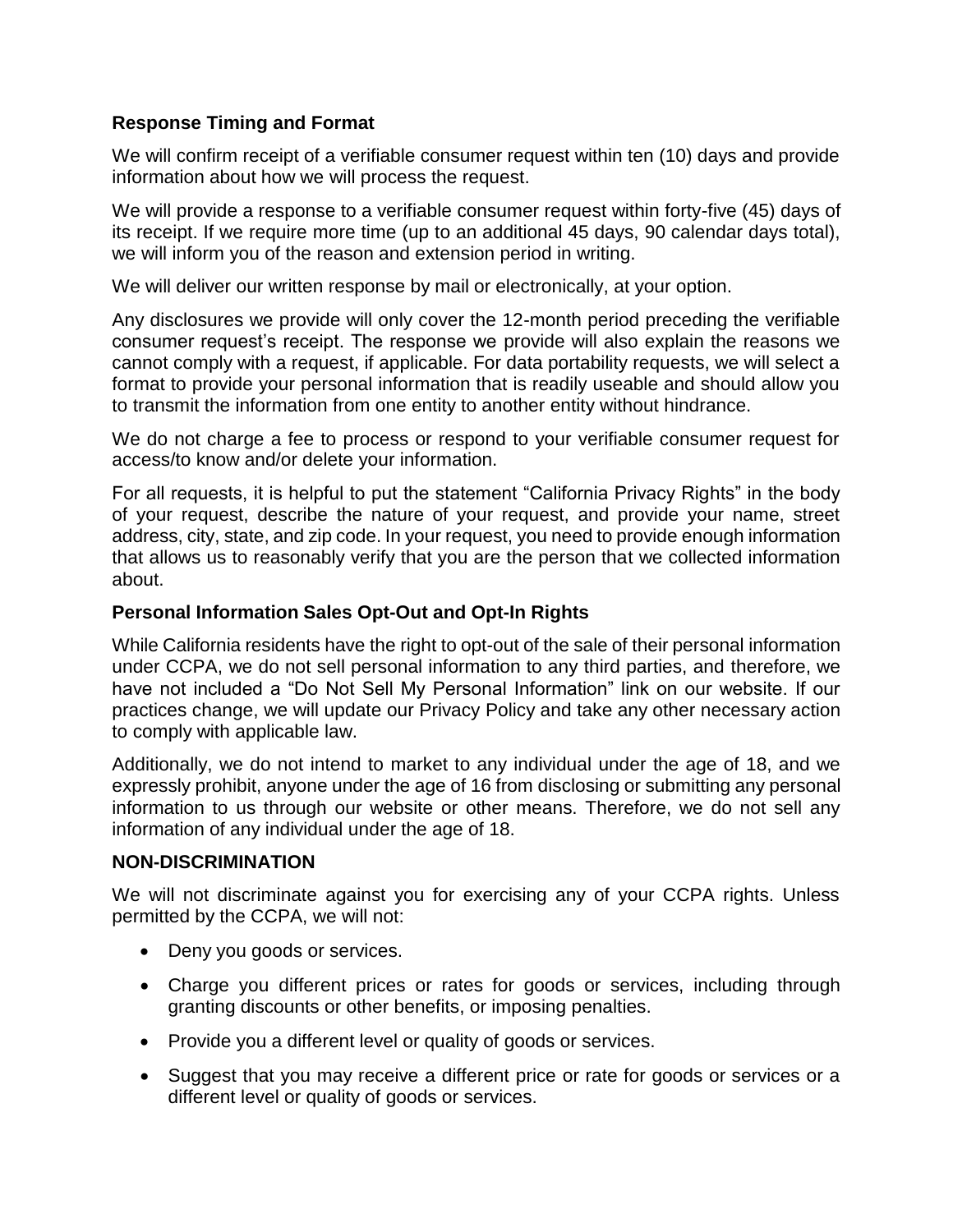### Response Timing and Format

We will confirm receipt of a verifiable consumer request within ten (10) days and provide information about how we will process the request.

We will provide a response to a verifiable consumer request within forty-five (45) days of its receipt. If we require more time (up to an additional 45 days, 90 calendar days total), we will inform you of the reason and extension period in writing.

We will deliver our written response by mail or electronically, at your option.

Any disclosures we provide will only cover the 12-month period preceding the verifiable consumer request's receipt. The response we provide will also explain the reasons we cannot comply with a request, if applicable. For data portability requests, we will select a format to provide your personal information that is readily useable and should allow you to transmit the information from one entity to another entity without hindrance.

We do not charge a fee to process or respond to your verifiable consumer request for access/to know and/or delete your information.

For all requests, it is helpful to put the statement "California Privacy Rights" in the body of your request, describe the nature of your request, and provide your name, street address, city, state, and zip code. In your request, you need to provide enough information that allows us to reasonably verify that you are the person that we collected information about.

### Personal Information Sales Opt-Out and Opt-In Rights

While California residents have the right to opt-out of the sale of their personal information under CCPA, we do not sell personal information to any third parties, and therefore, we have not included a "Do Not Sell My Personal Information" link on our website. If our practices change, we will update our Privacy Policy and take any other necessary action to comply with applicable law.

Additionally, we do not intend to market to any individual under the age of 18, and we expressly prohibit, anyone under the age of 16 from disclosing or submitting any personal information to us through our website or other means. Therefore, we do not sell any information of any individual under the age of 18.

### NON-DISCRIMINATION

We will not discriminate against you for exercising any of your CCPA rights. Unless permitted by the CCPA, we will not:

- Deny you goods or services.
- Charge you different prices or rates for goods or services, including through granting discounts or other benefits, or imposing penalties.
- Provide you a different level or quality of goods or services.
- Suggest that you may receive a different price or rate for goods or services or a different level or quality of goods or services.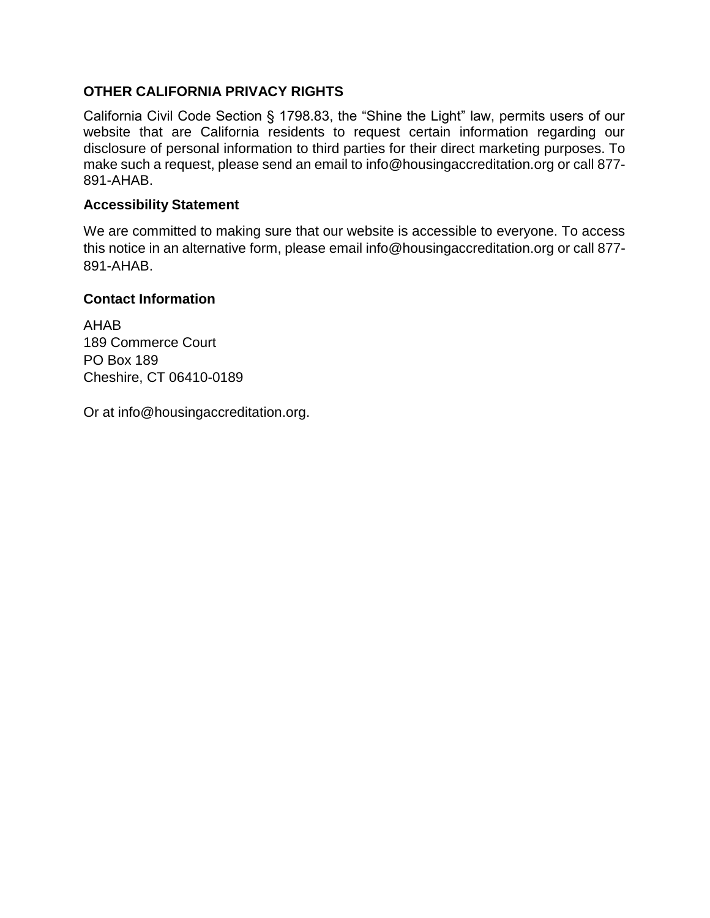## OTHER CALIFORNIA PRIVACY RIGHTS

California Civil Code Section § 1798.83, the "Shine the Light" law, permits users of our website that are California residents to request certain information regarding our disclosure of personal information to third parties for their direct marketing purposes. To make such a request, please send an email to info@housingaccreditation.org or call 877-891-AHAB.

### Accessibility Statement

We are committed to making sure that our website is accessible to everyone. To access this notice in an alternative form, please email info@housingaccreditation.org or call 877-891-AHAB.

### Contact Information

AHAB
189 Commerce Court
PO Box 189
Cheshire, CT 06410-0189

Or at info@housingaccreditation.org.